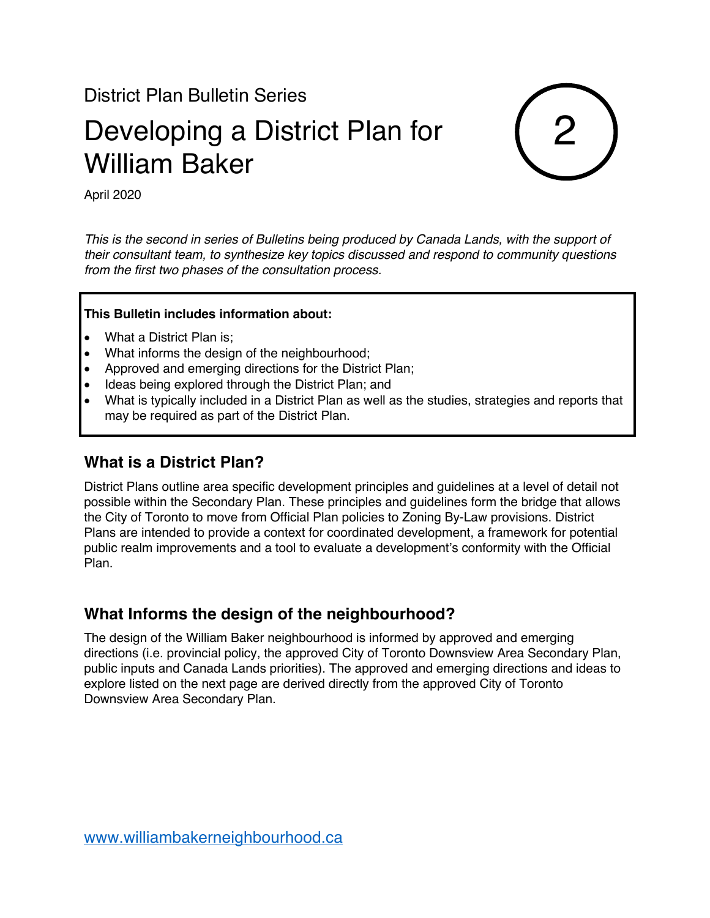District Plan Bulletin Series

# Developing a District Plan for William Baker

2

April 2020

*This is the second in series of Bulletins being produced by Canada Lands, with the support of their consultant team, to synthesize key topics discussed and respond to community questions from the first two phases of the consultation process.*

**This Bulletin includes information about:**

- What a District Plan is;
- What informs the design of the neighbourhood;
- Approved and emerging directions for the District Plan;
- Ideas being explored through the District Plan; and
- What is typically included in a District Plan as well as the studies, strategies and reports that may be required as part of the District Plan.

## What is a District Plan?

District Plans outline area specific development principles and guidelines at a level of detail not possible within the Secondary Plan. These principles and guidelines form the bridge that allows the City of Toronto to move from Official Plan policies to Zoning By-Law provisions. District Plans are intended to provide a context for coordinated development, a framework for potential public realm improvements and a tool to evaluate a development's conformity with the Official Plan.

## What Informs the design of the neighbourhood?

The design of the William Baker neighbourhood is informed by approved and emerging directions (i.e. provincial policy, the approved City of Toronto Downsview Area Secondary Plan, public inputs and Canada Lands priorities). The approved and emerging directions and ideas to explore listed on the next page are derived directly from the approved City of Toronto Downsview Area Secondary Plan.

www.williambakerneighbourhood.ca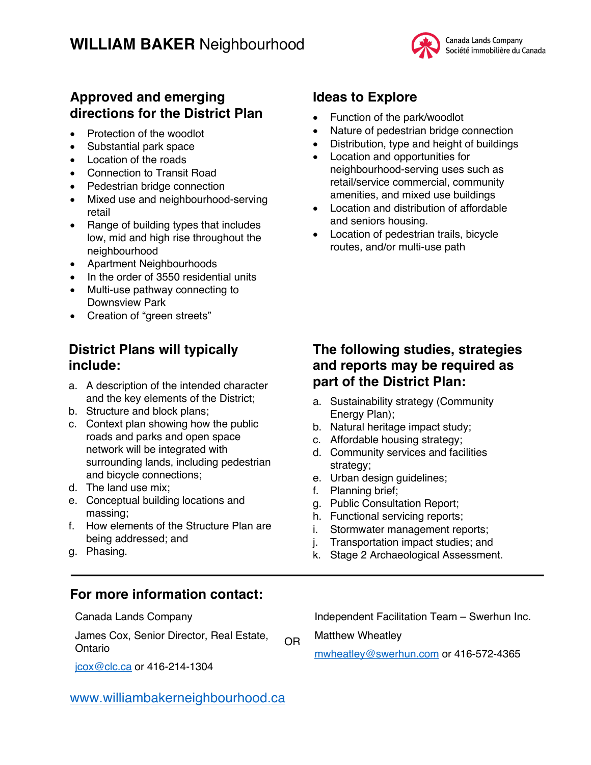# WILLIAM BAKER Neighbourhood

Canada Lands Company
Société immobilière du Canada

## Approved and emerging directions for the District Plan

- Protection of the woodlot
- Substantial park space
- Location of the roads
- Connection to Transit Road
- Pedestrian bridge connection
- Mixed use and neighbourhood-serving retail
- Range of building types that includes low, mid and high rise throughout the neighbourhood
- Apartment Neighbourhoods
- In the order of 3550 residential units
- Multi-use pathway connecting to Downsview Park
- Creation of "green streets"

## Ideas to Explore

- Function of the park/woodlot
- Nature of pedestrian bridge connection
- Distribution, type and height of buildings
- Location and opportunities for neighbourhood-serving uses such as retail/service commercial, community amenities, and mixed use buildings
- Location and distribution of affordable and seniors housing.
- Location of pedestrian trails, bicycle routes, and/or multi-use path

## District Plans will typically include:

a. A description of the intended character and the key elements of the District;
b. Structure and block plans;
c. Context plan showing how the public roads and parks and open space network will be integrated with surrounding lands, including pedestrian and bicycle connections;
d. The land use mix;
e. Conceptual building locations and massing;
f. How elements of the Structure Plan are being addressed; and
g. Phasing.

## The following studies, strategies and reports may be required as part of the District Plan:

a. Sustainability strategy (Community Energy Plan);
b. Natural heritage impact study;
c. Affordable housing strategy;
d. Community services and facilities strategy;
e. Urban design guidelines;
f. Planning brief;
g. Public Consultation Report;
h. Functional servicing reports;
i. Stormwater management reports;
j. Transportation impact studies; and
k. Stage 2 Archaeological Assessment.

## For more information contact:

Canada Lands Company

James Cox, Senior Director, Real Estate, Ontario

jcox@clc.ca or 416-214-1304

OR

Independent Facilitation Team – Swerhun Inc.

Matthew Wheatley

mwheatley@swerhun.com or 416-572-4365

www.williambakerneighbourhood.ca